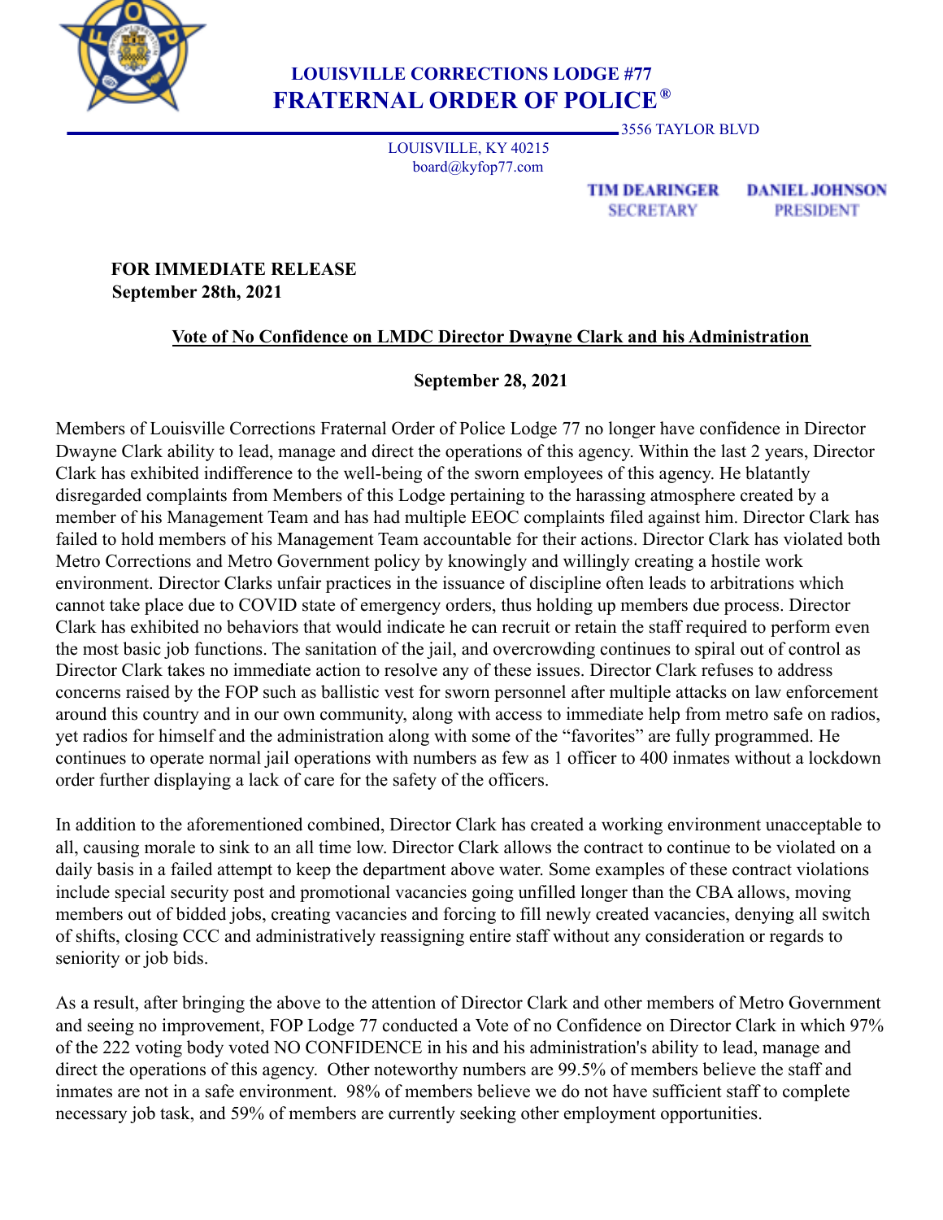**LOUISVILLE CORRECTIONS LODGE #77**

**FRATERNAL ORDER OF POLICE®**

3556 TAYLOR BLVD
LOUISVILLE, KY 40215
board@kyfop77.com

**TIM DEARINGER** SECRETARY

**DANIEL JOHNSON** PRESIDENT

**FOR IMMEDIATE RELEASE**
**September 28th, 2021**

## <u>Vote of No Confidence on LMDC Director Dwayne Clark and his Administration</u>

**September 28, 2021**

Members of Louisville Corrections Fraternal Order of Police Lodge 77 no longer have confidence in Director Dwayne Clark ability to lead, manage and direct the operations of this agency. Within the last 2 years, Director Clark has exhibited indifference to the well-being of the sworn employees of this agency. He blatantly disregarded complaints from Members of this Lodge pertaining to the harassing atmosphere created by a member of his Management Team and has had multiple EEOC complaints filed against him. Director Clark has failed to hold members of his Management Team accountable for their actions. Director Clark has violated both Metro Corrections and Metro Government policy by knowingly and willingly creating a hostile work environment. Director Clarks unfair practices in the issuance of discipline often leads to arbitrations which cannot take place due to COVID state of emergency orders, thus holding up members due process. Director Clark has exhibited no behaviors that would indicate he can recruit or retain the staff required to perform even the most basic job functions. The sanitation of the jail, and overcrowding continues to spiral out of control as Director Clark takes no immediate action to resolve any of these issues. Director Clark refuses to address concerns raised by the FOP such as ballistic vest for sworn personnel after multiple attacks on law enforcement around this country and in our own community, along with access to immediate help from metro safe on radios, yet radios for himself and the administration along with some of the "favorites" are fully programmed. He continues to operate normal jail operations with numbers as few as 1 officer to 400 inmates without a lockdown order further displaying a lack of care for the safety of the officers.

In addition to the aforementioned combined, Director Clark has created a working environment unacceptable to all, causing morale to sink to an all time low. Director Clark allows the contract to continue to be violated on a daily basis in a failed attempt to keep the department above water. Some examples of these contract violations include special security post and promotional vacancies going unfilled longer than the CBA allows, moving members out of bidded jobs, creating vacancies and forcing to fill newly created vacancies, denying all switch of shifts, closing CCC and administratively reassigning entire staff without any consideration or regards to seniority or job bids.

As a result, after bringing the above to the attention of Director Clark and other members of Metro Government and seeing no improvement, FOP Lodge 77 conducted a Vote of no Confidence on Director Clark in which 97% of the 222 voting body voted NO CONFIDENCE in his and his administration's ability to lead, manage and direct the operations of this agency. Other noteworthy numbers are 99.5% of members believe the staff and inmates are not in a safe environment. 98% of members believe we do not have sufficient staff to complete necessary job task, and 59% of members are currently seeking other employment opportunities.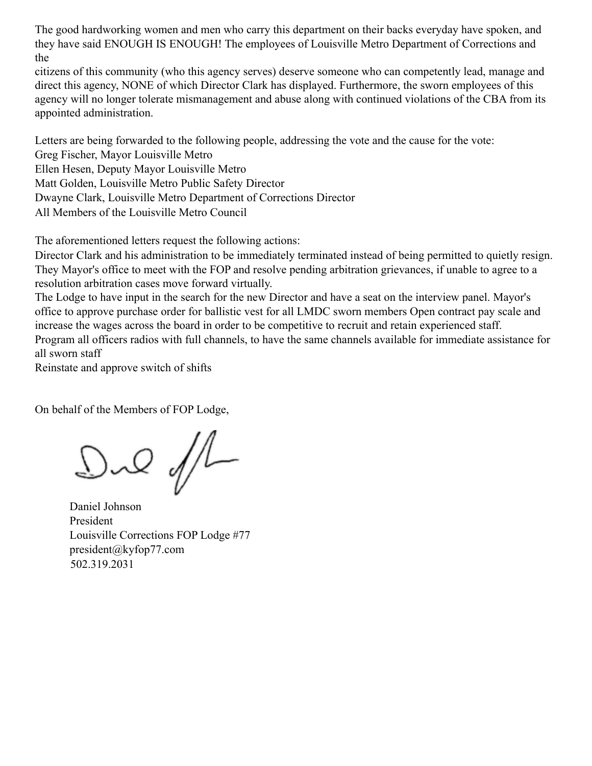The good hardworking women and men who carry this department on their backs everyday have spoken, and they have said ENOUGH IS ENOUGH! The employees of Louisville Metro Department of Corrections and the
citizens of this community (who this agency serves) deserve someone who can competently lead, manage and direct this agency, NONE of which Director Clark has displayed. Furthermore, the sworn employees of this agency will no longer tolerate mismanagement and abuse along with continued violations of the CBA from its appointed administration.

Letters are being forwarded to the following people, addressing the vote and the cause for the vote:
Greg Fischer, Mayor Louisville Metro
Ellen Hesen, Deputy Mayor Louisville Metro
Matt Golden, Louisville Metro Public Safety Director
Dwayne Clark, Louisville Metro Department of Corrections Director
All Members of the Louisville Metro Council

The aforementioned letters request the following actions:
Director Clark and his administration to be immediately terminated instead of being permitted to quietly resign.
They Mayor's office to meet with the FOP and resolve pending arbitration grievances, if unable to agree to a resolution arbitration cases move forward virtually.
The Lodge to have input in the search for the new Director and have a seat on the interview panel. Mayor's office to approve purchase order for ballistic vest for all LMDC sworn members Open contract pay scale and increase the wages across the board in order to be competitive to recruit and retain experienced staff.
Program all officers radios with full channels, to have the same channels available for immediate assistance for all sworn staff
Reinstate and approve switch of shifts

On behalf of the Members of FOP Lodge,

Daniel Johnson
President
Louisville Corrections FOP Lodge #77
president@kyfop77.com
502.319.2031